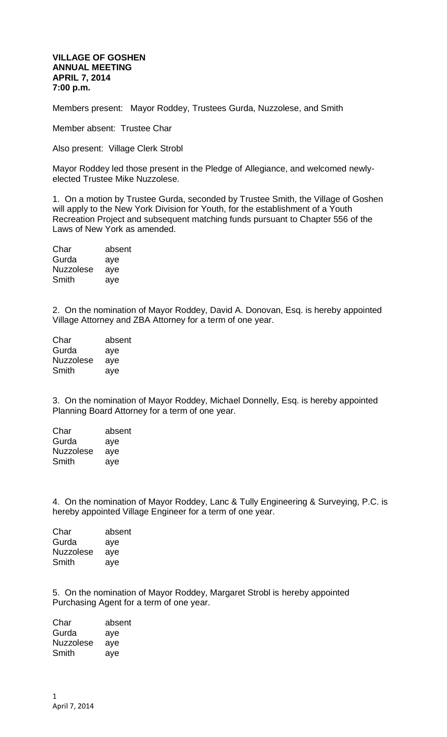**VILLAGE OF GOSHEN**
**ANNUAL MEETING**
**APRIL 7, 2014**
**7:00 p.m.**

Members present: Mayor Roddey, Trustees Gurda, Nuzzolese, and Smith

Member absent: Trustee Char

Also present: Village Clerk Strobl

Mayor Roddey led those present in the Pledge of Allegiance, and welcomed newly-elected Trustee Mike Nuzzolese.

1. On a motion by Trustee Gurda, seconded by Trustee Smith, the Village of Goshen will apply to the New York Division for Youth, for the establishment of a Youth Recreation Project and subsequent matching funds pursuant to Chapter 556 of the Laws of New York as amended.

| | |
|---|---|
| Char | absent |
| Gurda | aye |
| Nuzzolese | aye |
| Smith | aye |

2. On the nomination of Mayor Roddey, David A. Donovan, Esq. is hereby appointed Village Attorney and ZBA Attorney for a term of one year.

| | |
|---|---|
| Char | absent |
| Gurda | aye |
| Nuzzolese | aye |
| Smith | aye |

3. On the nomination of Mayor Roddey, Michael Donnelly, Esq. is hereby appointed Planning Board Attorney for a term of one year.

| | |
|---|---|
| Char | absent |
| Gurda | aye |
| Nuzzolese | aye |
| Smith | aye |

4. On the nomination of Mayor Roddey, Lanc & Tully Engineering & Surveying, P.C. is hereby appointed Village Engineer for a term of one year.

| | |
|---|---|
| Char | absent |
| Gurda | aye |
| Nuzzolese | aye |
| Smith | aye |

5. On the nomination of Mayor Roddey, Margaret Strobl is hereby appointed Purchasing Agent for a term of one year.

| | |
|---|---|
| Char | absent |
| Gurda | aye |
| Nuzzolese | aye |
| Smith | aye |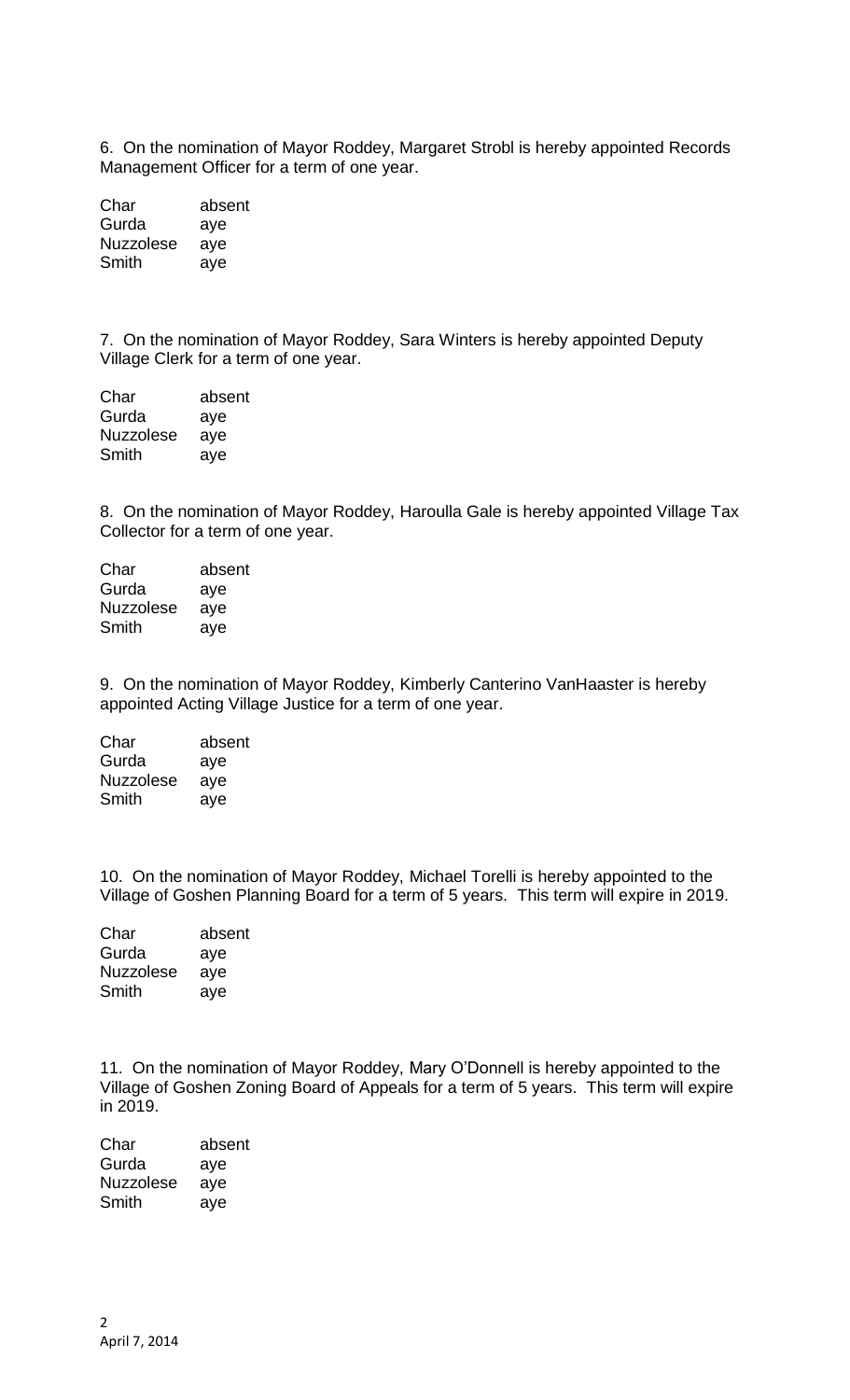6. On the nomination of Mayor Roddey, Margaret Strobl is hereby appointed Records Management Officer for a term of one year.

| Char | absent |
|---|---|
| Gurda | aye |
| Nuzzolese | aye |
| Smith | aye |

7. On the nomination of Mayor Roddey, Sara Winters is hereby appointed Deputy Village Clerk for a term of one year.

| Char | absent |
|---|---|
| Gurda | aye |
| Nuzzolese | aye |
| Smith | aye |

8. On the nomination of Mayor Roddey, Haroulla Gale is hereby appointed Village Tax Collector for a term of one year.

| Char | absent |
|---|---|
| Gurda | aye |
| Nuzzolese | aye |
| Smith | aye |

9. On the nomination of Mayor Roddey, Kimberly Canterino VanHaaster is hereby appointed Acting Village Justice for a term of one year.

| Char | absent |
|---|---|
| Gurda | aye |
| Nuzzolese | aye |
| Smith | aye |

10. On the nomination of Mayor Roddey, Michael Torelli is hereby appointed to the Village of Goshen Planning Board for a term of 5 years. This term will expire in 2019.

| Char | absent |
|---|---|
| Gurda | aye |
| Nuzzolese | aye |
| Smith | aye |

11. On the nomination of Mayor Roddey, Mary O'Donnell is hereby appointed to the Village of Goshen Zoning Board of Appeals for a term of 5 years. This term will expire in 2019.

| Char | absent |
|---|---|
| Gurda | aye |
| Nuzzolese | aye |
| Smith | aye |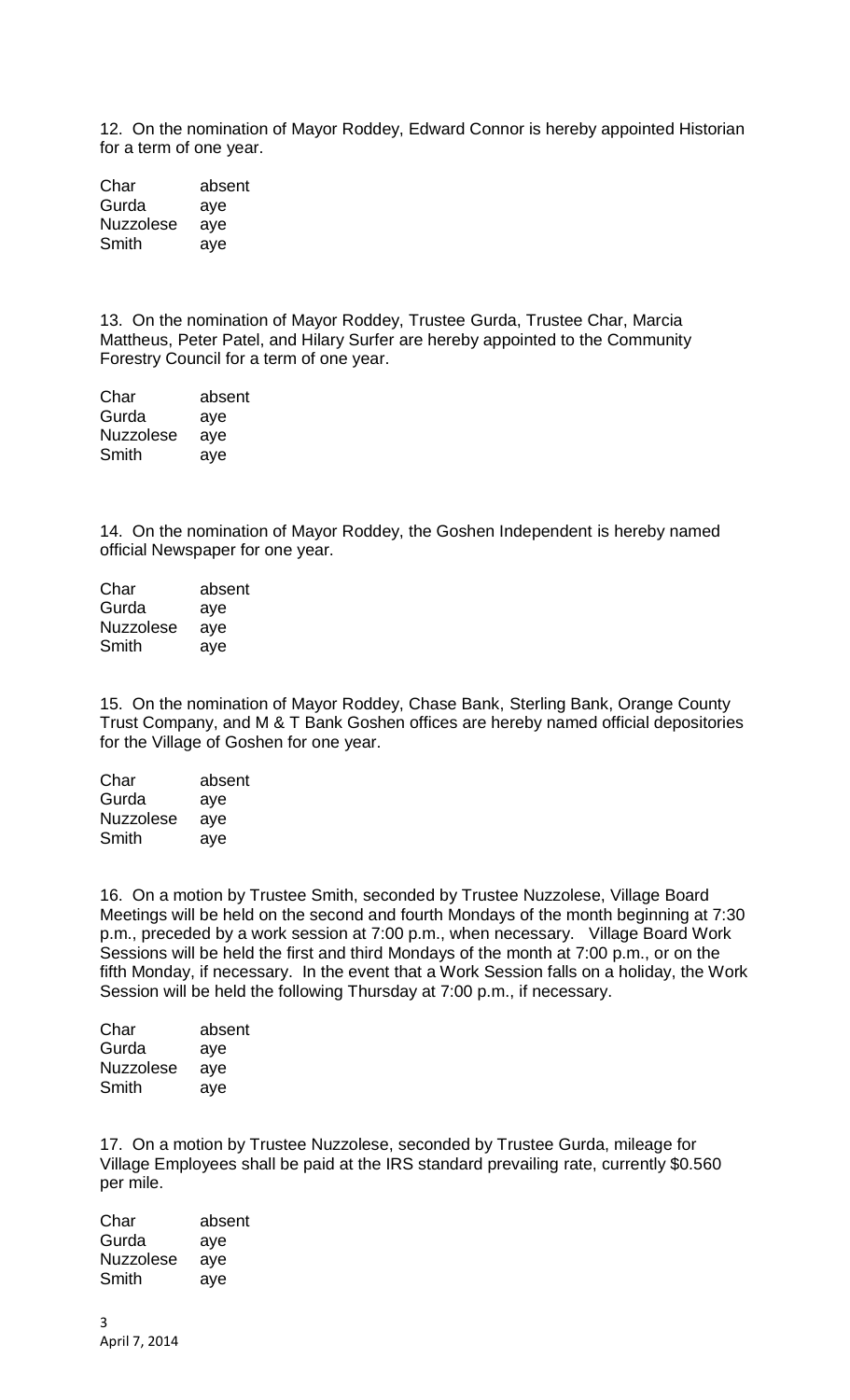12. On the nomination of Mayor Roddey, Edward Connor is hereby appointed Historian for a term of one year.

| Char | absent |
|---|---|
| Gurda | aye |
| Nuzzolese | aye |
| Smith | aye |

13. On the nomination of Mayor Roddey, Trustee Gurda, Trustee Char, Marcia Mattheus, Peter Patel, and Hilary Surfer are hereby appointed to the Community Forestry Council for a term of one year.

| Char | absent |
|---|---|
| Gurda | aye |
| Nuzzolese | aye |
| Smith | aye |

14. On the nomination of Mayor Roddey, the Goshen Independent is hereby named official Newspaper for one year.

| Char | absent |
|---|---|
| Gurda | aye |
| Nuzzolese | aye |
| Smith | aye |

15. On the nomination of Mayor Roddey, Chase Bank, Sterling Bank, Orange County Trust Company, and M & T Bank Goshen offices are hereby named official depositories for the Village of Goshen for one year.

| Char | absent |
|---|---|
| Gurda | aye |
| Nuzzolese | aye |
| Smith | aye |

16. On a motion by Trustee Smith, seconded by Trustee Nuzzolese, Village Board Meetings will be held on the second and fourth Mondays of the month beginning at 7:30 p.m., preceded by a work session at 7:00 p.m., when necessary. Village Board Work Sessions will be held the first and third Mondays of the month at 7:00 p.m., or on the fifth Monday, if necessary. In the event that a Work Session falls on a holiday, the Work Session will be held the following Thursday at 7:00 p.m., if necessary.

| Char | absent |
|---|---|
| Gurda | aye |
| Nuzzolese | aye |
| Smith | aye |

17. On a motion by Trustee Nuzzolese, seconded by Trustee Gurda, mileage for Village Employees shall be paid at the IRS standard prevailing rate, currently $0.560 per mile.

| Char | absent |
|---|---|
| Gurda | aye |
| Nuzzolese | aye |
| Smith | aye |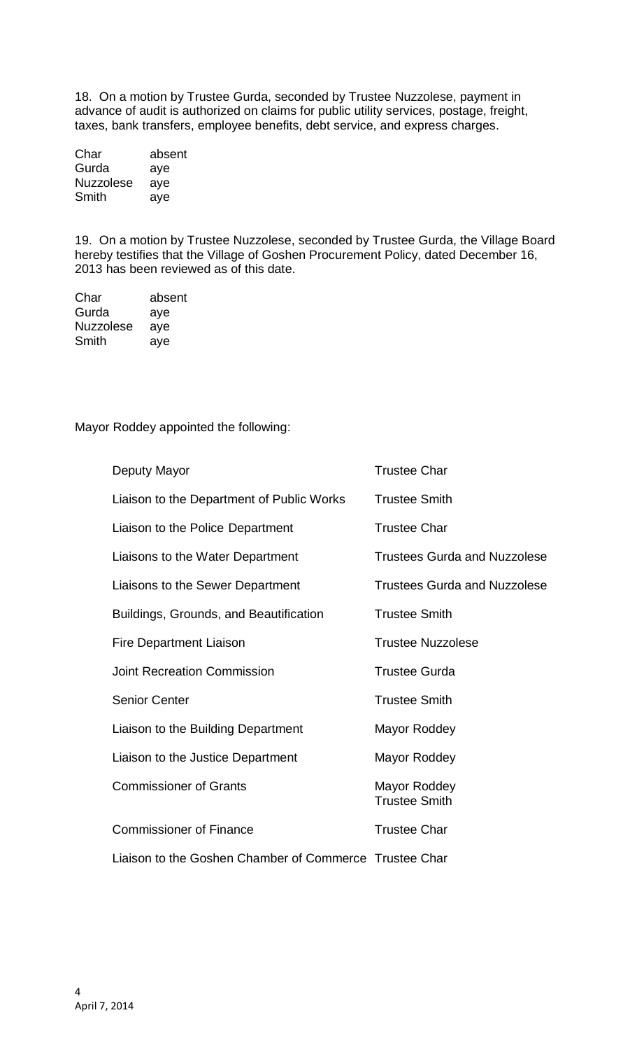18. On a motion by Trustee Gurda, seconded by Trustee Nuzzolese, payment in advance of audit is authorized on claims for public utility services, postage, freight, taxes, bank transfers, employee benefits, debt service, and express charges.

| | |
|---|---|
| Char | absent |
| Gurda | aye |
| Nuzzolese | aye |
| Smith | aye |

19. On a motion by Trustee Nuzzolese, seconded by Trustee Gurda, the Village Board hereby testifies that the Village of Goshen Procurement Policy, dated December 16, 2013 has been reviewed as of this date.

| | |
|---|---|
| Char | absent |
| Gurda | aye |
| Nuzzolese | aye |
| Smith | aye |

Mayor Roddey appointed the following:

| | |
|---|---|
| Deputy Mayor | Trustee Char |
| Liaison to the Department of Public Works | Trustee Smith |
| Liaison to the Police Department | Trustee Char |
| Liaisons to the Water Department | Trustees Gurda and Nuzzolese |
| Liaisons to the Sewer Department | Trustees Gurda and Nuzzolese |
| Buildings, Grounds, and Beautification | Trustee Smith |
| Fire Department Liaison | Trustee Nuzzolese |
| Joint Recreation Commission | Trustee Gurda |
| Senior Center | Trustee Smith |
| Liaison to the Building Department | Mayor Roddey |
| Liaison to the Justice Department | Mayor Roddey |
| Commissioner of Grants | Mayor Roddey<br>Trustee Smith |
| Commissioner of Finance | Trustee Char |
| Liaison to the Goshen Chamber of Commerce | Trustee Char |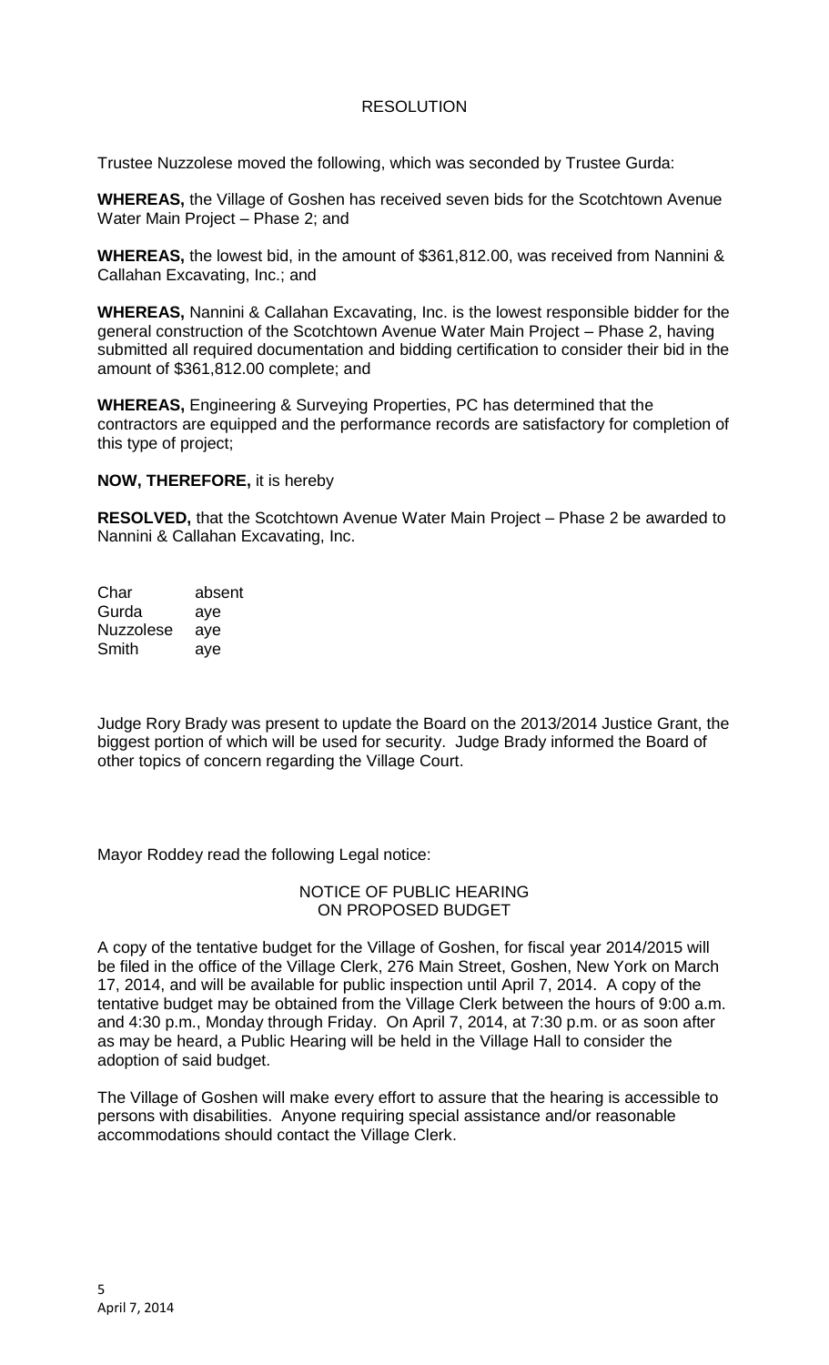## RESOLUTION

Trustee Nuzzolese moved the following, which was seconded by Trustee Gurda:

**WHEREAS,** the Village of Goshen has received seven bids for the Scotchtown Avenue Water Main Project – Phase 2; and

**WHEREAS,** the lowest bid, in the amount of $361,812.00, was received from Nannini & Callahan Excavating, Inc.; and

**WHEREAS,** Nannini & Callahan Excavating, Inc. is the lowest responsible bidder for the general construction of the Scotchtown Avenue Water Main Project – Phase 2, having submitted all required documentation and bidding certification to consider their bid in the amount of $361,812.00 complete; and

**WHEREAS,** Engineering & Surveying Properties, PC has determined that the contractors are equipped and the performance records are satisfactory for completion of this type of project;

**NOW, THEREFORE,** it is hereby

**RESOLVED,** that the Scotchtown Avenue Water Main Project – Phase 2 be awarded to Nannini & Callahan Excavating, Inc.

| | |
|---|---|
| Char | absent |
| Gurda | aye |
| Nuzzolese | aye |
| Smith | aye |

Judge Rory Brady was present to update the Board on the 2013/2014 Justice Grant, the biggest portion of which will be used for security. Judge Brady informed the Board of other topics of concern regarding the Village Court.

Mayor Roddey read the following Legal notice:

### NOTICE OF PUBLIC HEARING ON PROPOSED BUDGET

A copy of the tentative budget for the Village of Goshen, for fiscal year 2014/2015 will be filed in the office of the Village Clerk, 276 Main Street, Goshen, New York on March 17, 2014, and will be available for public inspection until April 7, 2014. A copy of the tentative budget may be obtained from the Village Clerk between the hours of 9:00 a.m. and 4:30 p.m., Monday through Friday. On April 7, 2014, at 7:30 p.m. or as soon after as may be heard, a Public Hearing will be held in the Village Hall to consider the adoption of said budget.

The Village of Goshen will make every effort to assure that the hearing is accessible to persons with disabilities. Anyone requiring special assistance and/or reasonable accommodations should contact the Village Clerk.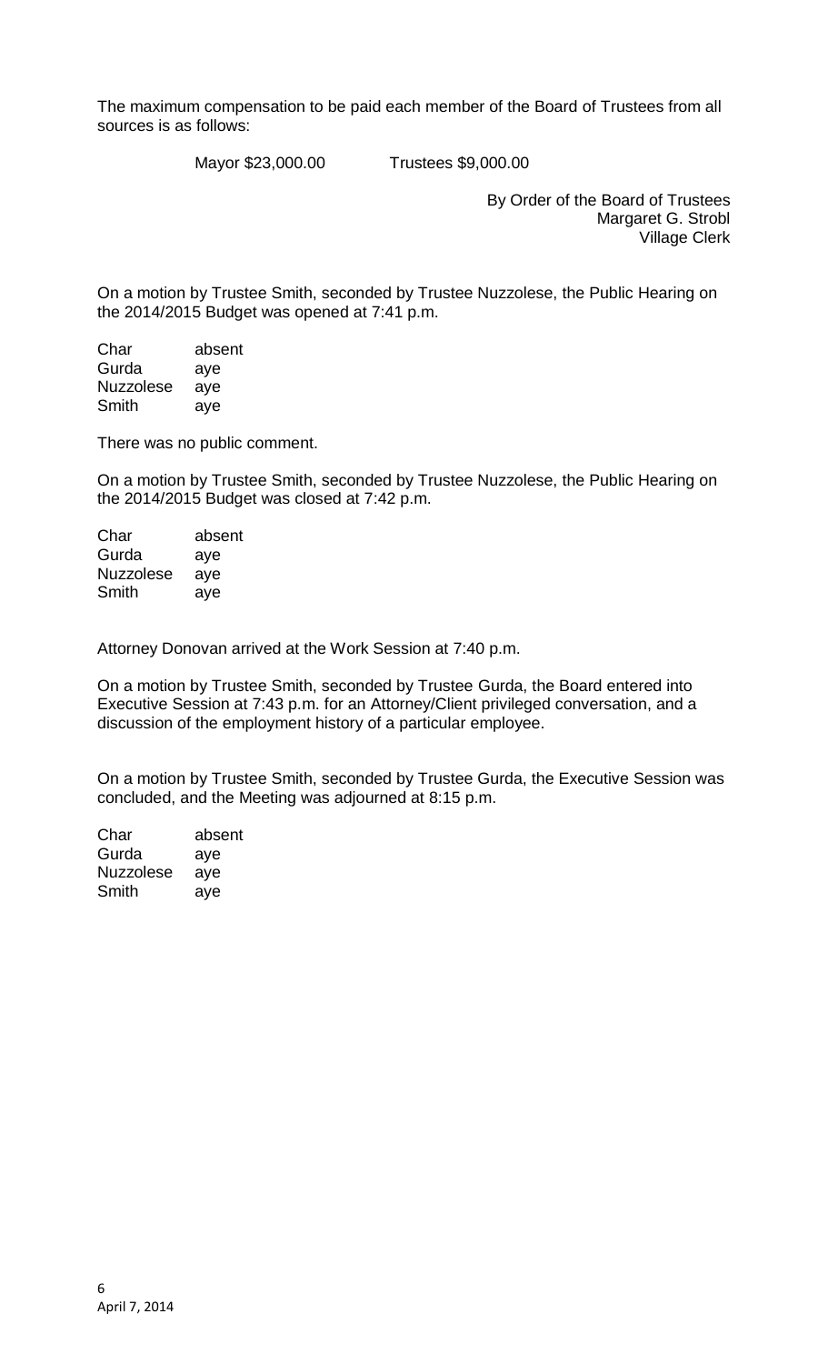The maximum compensation to be paid each member of the Board of Trustees from all sources is as follows:

Mayor $23,000.00 Trustees $9,000.00

By Order of the Board of Trustees
Margaret G. Strobl
Village Clerk

On a motion by Trustee Smith, seconded by Trustee Nuzzolese, the Public Hearing on the 2014/2015 Budget was opened at 7:41 p.m.

| | |
|---|---|
| Char | absent |
| Gurda | aye |
| Nuzzolese | aye |
| Smith | aye |

There was no public comment.

On a motion by Trustee Smith, seconded by Trustee Nuzzolese, the Public Hearing on the 2014/2015 Budget was closed at 7:42 p.m.

| | |
|---|---|
| Char | absent |
| Gurda | aye |
| Nuzzolese | aye |
| Smith | aye |

Attorney Donovan arrived at the Work Session at 7:40 p.m.

On a motion by Trustee Smith, seconded by Trustee Gurda, the Board entered into Executive Session at 7:43 p.m. for an Attorney/Client privileged conversation, and a discussion of the employment history of a particular employee.

On a motion by Trustee Smith, seconded by Trustee Gurda, the Executive Session was concluded, and the Meeting was adjourned at 8:15 p.m.

| | |
|---|---|
| Char | absent |
| Gurda | aye |
| Nuzzolese | aye |
| Smith | aye |